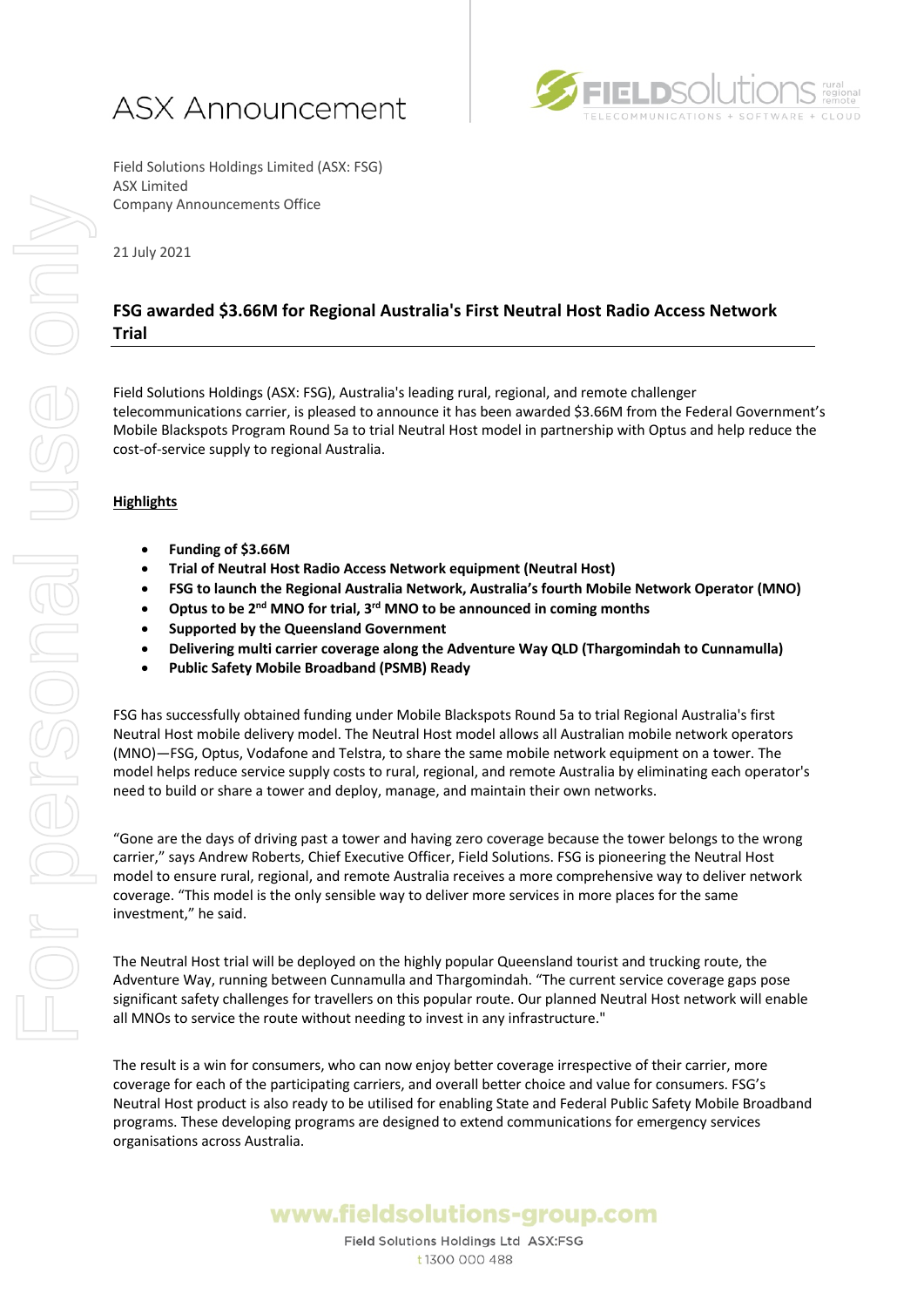# ASX Announcement

Field Solutions Holdings Limited (ASX: FSG)
ASX Limited
Company Announcements Office

21 July 2021

## FSG awarded $3.66M for Regional Australia's First Neutral Host Radio Access Network Trial

Field Solutions Holdings (ASX: FSG), Australia's leading rural, regional, and remote challenger telecommunications carrier, is pleased to announce it has been awarded $3.66M from the Federal Government's Mobile Blackspots Program Round 5a to trial Neutral Host model in partnership with Optus and help reduce the cost-of-service supply to regional Australia.

**Highlights**

- **Funding of $3.66M**
- **Trial of Neutral Host Radio Access Network equipment (Neutral Host)**
- **FSG to launch the Regional Australia Network, Australia's fourth Mobile Network Operator (MNO)**
- **Optus to be 2nd MNO for trial, 3rd MNO to be announced in coming months**
- **Supported by the Queensland Government**
- **Delivering multi carrier coverage along the Adventure Way QLD (Thargomindah to Cunnamulla)**
- **Public Safety Mobile Broadband (PSMB) Ready**

FSG has successfully obtained funding under Mobile Blackspots Round 5a to trial Regional Australia's first Neutral Host mobile delivery model. The Neutral Host model allows all Australian mobile network operators (MNO)—FSG, Optus, Vodafone and Telstra, to share the same mobile network equipment on a tower. The model helps reduce service supply costs to rural, regional, and remote Australia by eliminating each operator's need to build or share a tower and deploy, manage, and maintain their own networks.

"Gone are the days of driving past a tower and having zero coverage because the tower belongs to the wrong carrier," says Andrew Roberts, Chief Executive Officer, Field Solutions. FSG is pioneering the Neutral Host model to ensure rural, regional, and remote Australia receives a more comprehensive way to deliver network coverage. "This model is the only sensible way to deliver more services in more places for the same investment," he said.

The Neutral Host trial will be deployed on the highly popular Queensland tourist and trucking route, the Adventure Way, running between Cunnamulla and Thargomindah. "The current service coverage gaps pose significant safety challenges for travellers on this popular route. Our planned Neutral Host network will enable all MNOs to service the route without needing to invest in any infrastructure."

The result is a win for consumers, who can now enjoy better coverage irrespective of their carrier, more coverage for each of the participating carriers, and overall better choice and value for consumers. FSG's Neutral Host product is also ready to be utilised for enabling State and Federal Public Safety Mobile Broadband programs. These developing programs are designed to extend communications for emergency services organisations across Australia.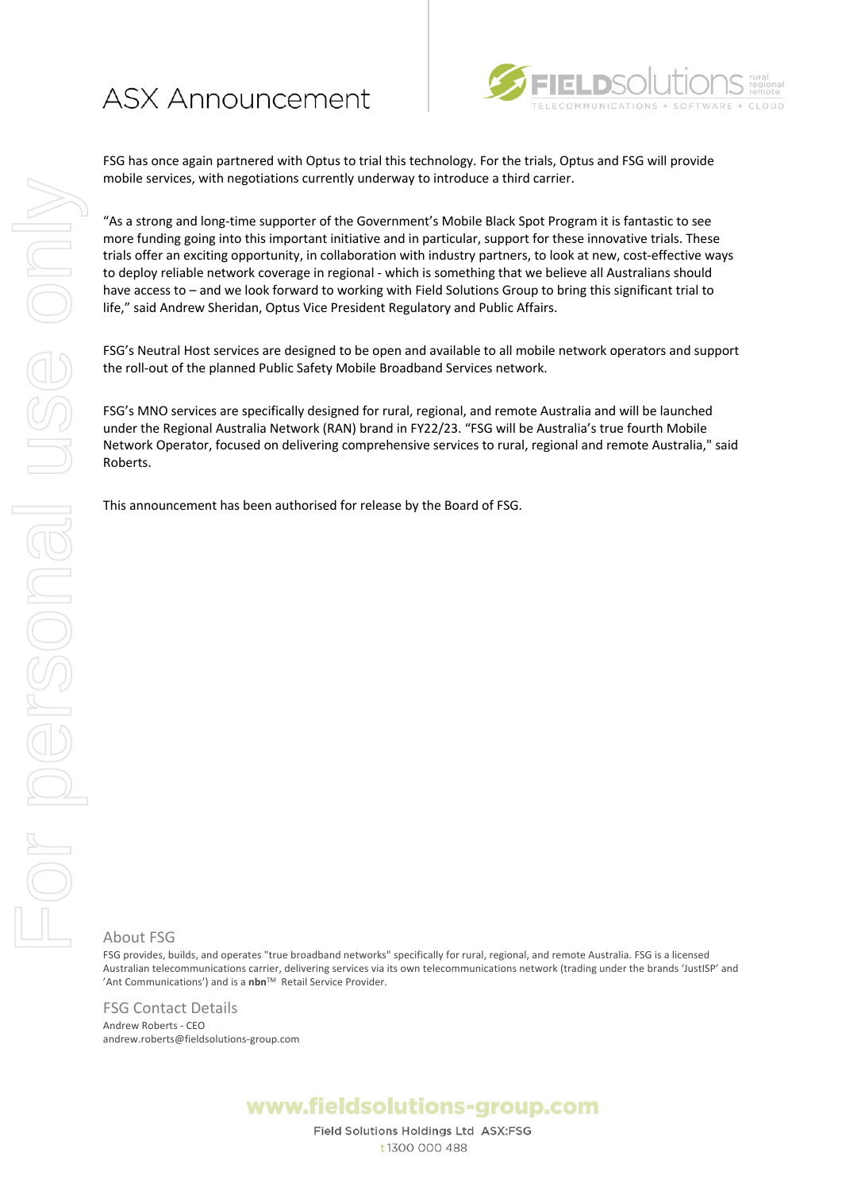FSG has once again partnered with Optus to trial this technology. For the trials, Optus and FSG will provide mobile services, with negotiations currently underway to introduce a third carrier.

"As a strong and long-time supporter of the Government's Mobile Black Spot Program it is fantastic to see more funding going into this important initiative and in particular, support for these innovative trials. These trials offer an exciting opportunity, in collaboration with industry partners, to look at new, cost-effective ways to deploy reliable network coverage in regional - which is something that we believe all Australians should have access to – and we look forward to working with Field Solutions Group to bring this significant trial to life," said Andrew Sheridan, Optus Vice President Regulatory and Public Affairs.

FSG's Neutral Host services are designed to be open and available to all mobile network operators and support the roll-out of the planned Public Safety Mobile Broadband Services network.

FSG's MNO services are specifically designed for rural, regional, and remote Australia and will be launched under the Regional Australia Network (RAN) brand in FY22/23. "FSG will be Australia's true fourth Mobile Network Operator, focused on delivering comprehensive services to rural, regional and remote Australia," said Roberts.

This announcement has been authorised for release by the Board of FSG.

## About FSG

FSG provides, builds, and operates "true broadband networks" specifically for rural, regional, and remote Australia. FSG is a licensed Australian telecommunications carrier, delivering services via its own telecommunications network (trading under the brands 'JustISP' and 'Ant Communications') and is a **nbn**™ Retail Service Provider.

## FSG Contact Details

Andrew Roberts - CEO
andrew.roberts@fieldsolutions-group.com